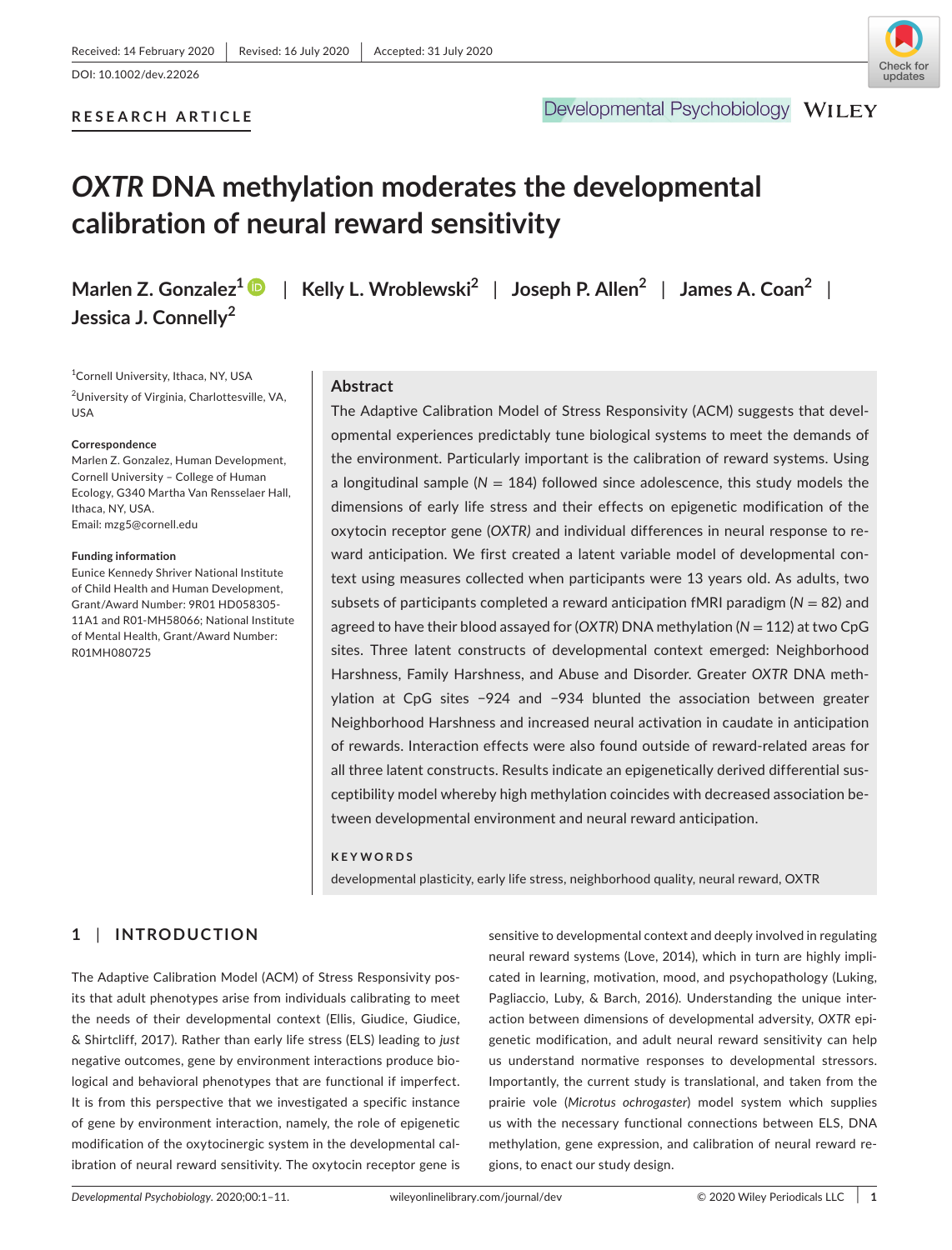Received: 14 February 2020 | Revised: 16 July 2020 | Accepted: 31 July 2020

DOI: 10.1002/dev.22026

**RESEARCH ARTICLE**

# *OXTR* DNA methylation moderates the developmental calibration of neural reward sensitivity

**Marlen Z. Gonzalez**[1] | **Kelly L. Wroblewski**[2] | **Joseph P. Allen**[2] | **James A. Coan**[2] | **Jessica J. Connelly**[2]

[1]Cornell University, Ithaca, NY, USA

[2]University of Virginia, Charlottesville, VA, USA

**Correspondence**
Marlen Z. Gonzalez, Human Development, Cornell University – College of Human Ecology, G340 Martha Van Rensselaer Hall, Ithaca, NY, USA.
Email: mzg5@cornell.edu

**Funding information**
Eunice Kennedy Shriver National Institute of Child Health and Human Development, Grant/Award Number: 9R01 HD058305-11A1 and R01-MH58066; National Institute of Mental Health, Grant/Award Number: R01MH080725

## Abstract

The Adaptive Calibration Model of Stress Responsivity (ACM) suggests that developmental experiences predictably tune biological systems to meet the demands of the environment. Particularly important is the calibration of reward systems. Using a longitudinal sample ($N = 184$) followed since adolescence, this study models the dimensions of early life stress and their effects on epigenetic modification of the oxytocin receptor gene (*OXTR)* and individual differences in neural response to reward anticipation. We first created a latent variable model of developmental context using measures collected when participants were 13 years old. As adults, two subsets of participants completed a reward anticipation fMRI paradigm ($N = 82$) and agreed to have their blood assayed for (*OXTR*) DNA methylation ($N = 112$) at two CpG sites. Three latent constructs of developmental context emerged: Neighborhood Harshness, Family Harshness, and Abuse and Disorder. Greater *OXTR* DNA methylation at CpG sites −924 and −934 blunted the association between greater Neighborhood Harshness and increased neural activation in caudate in anticipation of rewards. Interaction effects were also found outside of reward-related areas for all three latent constructs. Results indicate an epigenetically derived differential susceptibility model whereby high methylation coincides with decreased association between developmental environment and neural reward anticipation.

**KEYWORDS**

developmental plasticity, early life stress, neighborhood quality, neural reward, OXTR

## 1 | INTRODUCTION

The Adaptive Calibration Model (ACM) of Stress Responsivity posits that adult phenotypes arise from individuals calibrating to meet the needs of their developmental context (Ellis, Giudice, Giudice, & Shirtcliff, 2017). Rather than early life stress (ELS) leading to *just* negative outcomes, gene by environment interactions produce biological and behavioral phenotypes that are functional if imperfect. It is from this perspective that we investigated a specific instance of gene by environment interaction, namely, the role of epigenetic modification of the oxytocinergic system in the developmental calibration of neural reward sensitivity. The oxytocin receptor gene is sensitive to developmental context and deeply involved in regulating neural reward systems (Love, 2014), which in turn are highly implicated in learning, motivation, mood, and psychopathology (Luking, Pagliaccio, Luby, & Barch, 2016). Understanding the unique interaction between dimensions of developmental adversity, *OXTR* epigenetic modification, and adult neural reward sensitivity can help us understand normative responses to developmental stressors. Importantly, the current study is translational, and taken from the prairie vole (*Microtus ochrogaster*) model system which supplies us with the necessary functional connections between ELS, DNA methylation, gene expression, and calibration of neural reward regions, to enact our study design.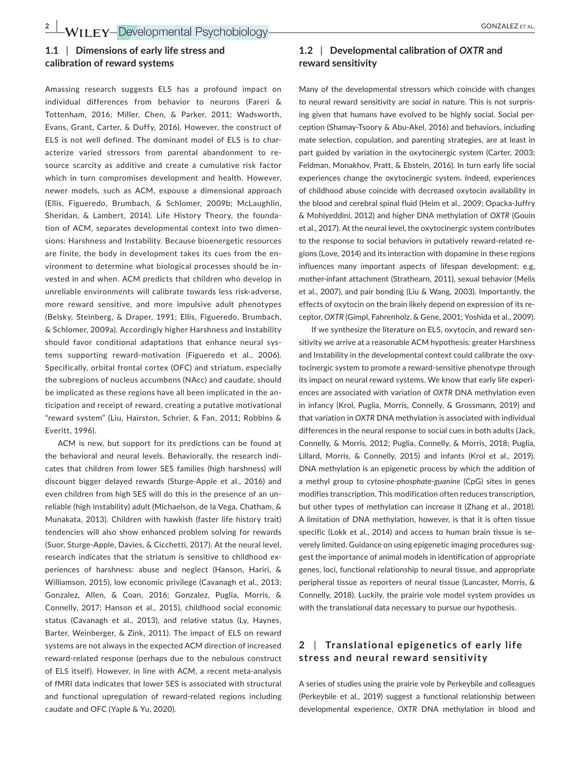### 1.1 | Dimensions of early life stress and calibration of reward systems

Amassing research suggests ELS has a profound impact on individual differences from behavior to neurons (Fareri & Tottenham, 2016; Miller, Chen, & Parker, 2011; Wadsworth, Evans, Grant, Carter, & Duffy, 2016). However, the construct of ELS is not well defined. The dominant model of ELS is to characterize varied stressors from parental abandonment to resource scarcity as additive and create a cumulative risk factor which in turn compromises development and health. However, newer models, such as ACM, espouse a dimensional approach (Ellis, Figueredo, Brumbach, & Schlomer, 2009b; McLaughlin, Sheridan, & Lambert, 2014). Life History Theory, the foundation of ACM, separates developmental context into two dimensions: Harshness and Instability. Because bioenergetic resources are finite, the body in development takes its cues from the environment to determine what biological processes should be invested in and when. ACM predicts that children who develop in unreliable environments will calibrate towards less risk-adverse, more reward sensitive, and more impulsive adult phenotypes (Belsky, Steinberg, & Draper, 1991; Ellis, Figueredo, Brumbach, & Schlomer, 2009a). Accordingly higher Harshness and Instability should favor conditional adaptations that enhance neural systems supporting reward-motivation (Figueredo et al., 2006). Specifically, orbital frontal cortex (OFC) and striatum, especially the subregions of nucleus accumbens (NAcc) and caudate, should be implicated as these regions have all been implicated in the anticipation and receipt of reward, creating a putative motivational "reward system" (Liu, Hairston, Schrier, & Fan, 2011; Robbins & Everitt, 1996).

ACM is new, but support for its predictions can be found at the behavioral and neural levels. Behaviorally, the research indicates that children from lower SES families (high harshness) will discount bigger delayed rewards (Sturge-Apple et al., 2016) and even children from high SES will do this in the presence of an unreliable (high instability) adult (Michaelson, de la Vega, Chatham, & Munakata, 2013). Children with hawkish (faster life history trait) tendencies will also show enhanced problem solving for rewards (Suor, Sturge-Apple, Davies, & Cicchetti, 2017). At the neural level, research indicates that the striatum is sensitive to childhood experiences of harshness: abuse and neglect (Hanson, Hariri, & Williamson, 2015), low economic privilege (Cavanagh et al., 2013; Gonzalez, Allen, & Coan, 2016; Gonzalez, Puglia, Morris, & Connelly, 2017; Hanson et al., 2015), childhood social economic status (Cavanagh et al., 2013), and relative status (Ly, Haynes, Barter, Weinberger, & Zink, 2011). The impact of ELS on reward systems are not always in the expected ACM direction of increased reward-related response (perhaps due to the nebulous construct of ELS itself). However, in line with ACM, a recent meta-analysis of fMRI data indicates that lower SES is associated with structural and functional upregulation of reward-related regions including caudate and OFC (Yaple & Yu, 2020).

### 1.2 | Developmental calibration of *OXTR* and reward sensitivity

Many of the developmental stressors which coincide with changes to neural reward sensitivity are *social* in nature. This is not surprising given that humans have evolved to be highly social. Social perception (Shamay-Tsoory & Abu-Akel, 2016) and behaviors, including mate selection, copulation, and parenting strategies, are at least in part guided by variation in the oxytocinergic system (Carter, 2003; Feldman, Monakhov, Pratt, & Ebstein, 2016). In turn early life social experiences change the oxytocinergic system. Indeed, experiences of childhood abuse coincide with decreased oxytocin availability in the blood and cerebral spinal fluid (Heim et al., 2009; Opacka-Juffry & Mohiyeddini, 2012) and higher DNA methylation of *OXTR* (Gouin et al., 2017). At the neural level, the oxytocinergic system contributes to the response to social behaviors in putatively reward-related regions (Love, 2014) and its interaction with dopamine in these regions influences many important aspects of lifespan development: e.g, mother-infant attachment (Strathearn, 2011), sexual behavior (Melis et al., 2007), and pair bonding (Liu & Wang, 2003). Importantly, the effects of oxytocin on the brain likely depend on expression of its receptor, *OXTR* (Gimpl, Fahrenholz, & Gene, 2001; Yoshida et al., 2009).

If we synthesize the literature on ELS, oxytocin, and reward sensitivity we arrive at a reasonable ACM hypothesis: greater Harshness and Instability in the developmental context could calibrate the oxytocinergic system to promote a reward-sensitive phenotype through its impact on neural reward systems. We know that early life experiences are associated with variation of *OXTR* DNA methylation even in infancy (Krol, Puglia, Morris, Connelly, & Grossmann, 2019) and that variation in *OXTR* DNA methylation is associated with individual differences in the neural response to social cues in both adults (Jack, Connelly, & Morris, 2012; Puglia, Connelly, & Morris, 2018; Puglia, Lillard, Morris, & Connelly, 2015) and infants (Krol et al., 2019). DNA methylation is an epigenetic process by which the addition of a methyl group to *cytosine-phosphate-guanine* (CpG) sites in genes modifies transcription. This modification often reduces transcription, but other types of methylation can increase it (Zhang et al., 2018). A limitation of DNA methylation, however, is that it is often tissue specific (Lokk et al., 2014) and access to human brain tissue is severely limited. Guidance on using epigenetic imaging procedures suggest the importance of animal models in identification of appropriate genes, loci, functional relationship to neural tissue, and appropriate peripheral tissue as reporters of neural tissue (Lancaster, Morris, & Connelly, 2018). Luckily, the prairie vole model system provides us with the translational data necessary to pursue our hypothesis.

## 2 | Translational epigenetics of early life stress and neural reward sensitivity

A series of studies using the prairie vole by Perkeybile and colleagues (Perkeybile et al., 2019) suggest a functional relationship between developmental experience, *OXTR* DNA methylation in blood and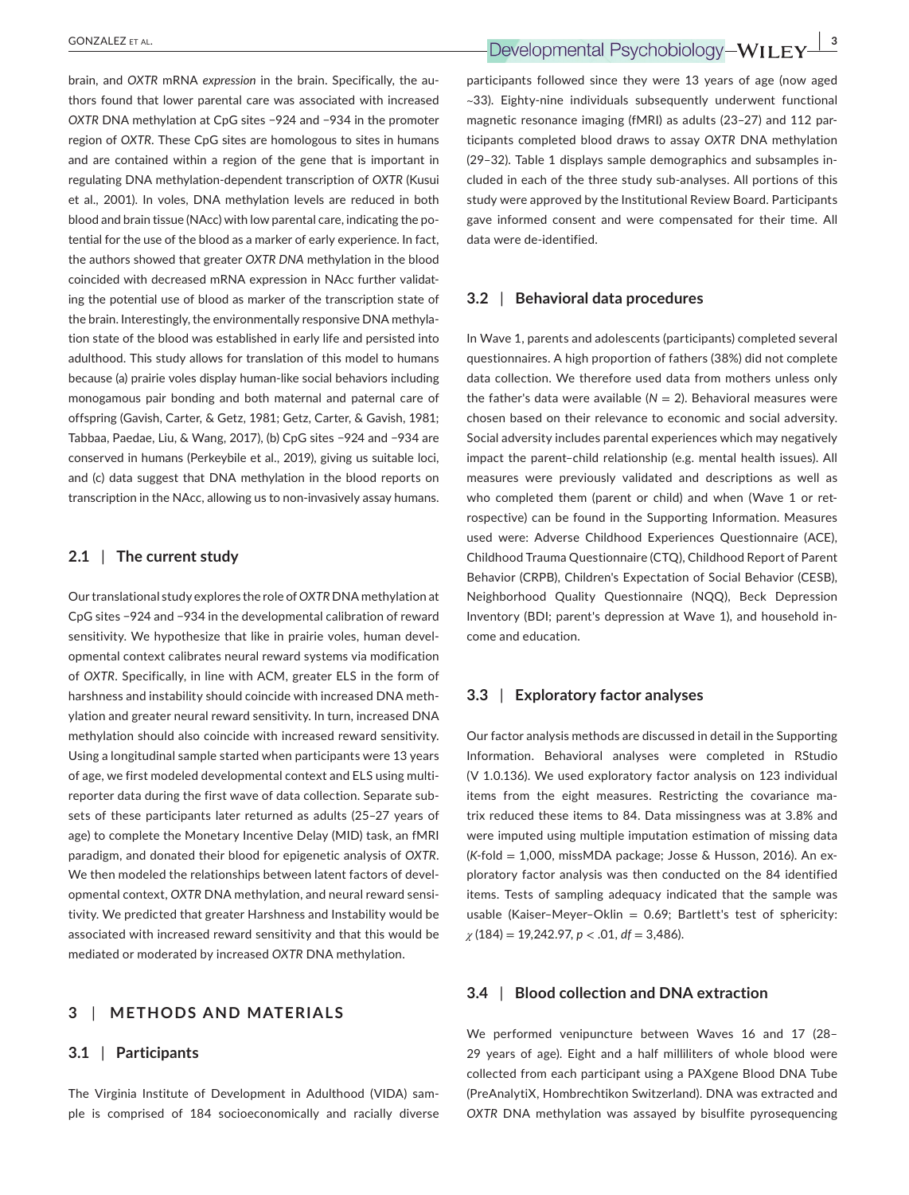brain, and *OXTR* mRNA *expression* in the brain. Specifically, the authors found that lower parental care was associated with increased *OXTR* DNA methylation at CpG sites −924 and −934 in the promoter region of *OXTR*. These CpG sites are homologous to sites in humans and are contained within a region of the gene that is important in regulating DNA methylation-dependent transcription of *OXTR* (Kusui et al., 2001). In voles, DNA methylation levels are reduced in both blood and brain tissue (NAcc) with low parental care, indicating the potential for the use of the blood as a marker of early experience. In fact, the authors showed that greater *OXTR DNA* methylation in the blood coincided with decreased mRNA expression in NAcc further validating the potential use of blood as marker of the transcription state of the brain. Interestingly, the environmentally responsive DNA methylation state of the blood was established in early life and persisted into adulthood. This study allows for translation of this model to humans because (a) prairie voles display human-like social behaviors including monogamous pair bonding and both maternal and paternal care of offspring (Gavish, Carter, & Getz, 1981; Getz, Carter, & Gavish, 1981; Tabbaa, Paedae, Liu, & Wang, 2017), (b) CpG sites −924 and −934 are conserved in humans (Perkeybile et al., 2019), giving us suitable loci, and (c) data suggest that DNA methylation in the blood reports on transcription in the NAcc, allowing us to non-invasively assay humans.

## 2.1 | The current study

Our translational study explores the role of *OXTR* DNA methylation at CpG sites −924 and −934 in the developmental calibration of reward sensitivity. We hypothesize that like in prairie voles, human developmental context calibrates neural reward systems via modification of *OXTR*. Specifically, in line with ACM, greater ELS in the form of harshness and instability should coincide with increased DNA methylation and greater neural reward sensitivity. In turn, increased DNA methylation should also coincide with increased reward sensitivity. Using a longitudinal sample started when participants were 13 years of age, we first modeled developmental context and ELS using multi-reporter data during the first wave of data collection. Separate subsets of these participants later returned as adults (25–27 years of age) to complete the Monetary Incentive Delay (MID) task, an fMRI paradigm, and donated their blood for epigenetic analysis of *OXTR*. We then modeled the relationships between latent factors of developmental context, *OXTR* DNA methylation, and neural reward sensitivity. We predicted that greater Harshness and Instability would be associated with increased reward sensitivity and that this would be mediated or moderated by increased *OXTR* DNA methylation.

# 3 | METHODS AND MATERIALS

## 3.1 | Participants

The Virginia Institute of Development in Adulthood (VIDA) sample is comprised of 184 socioeconomically and racially diverse participants followed since they were 13 years of age (now aged ~33). Eighty-nine individuals subsequently underwent functional magnetic resonance imaging (fMRI) as adults (23–27) and 112 participants completed blood draws to assay *OXTR* DNA methylation (29–32). Table 1 displays sample demographics and subsamples included in each of the three study sub-analyses. All portions of this study were approved by the Institutional Review Board. Participants gave informed consent and were compensated for their time. All data were de-identified.

## 3.2 | Behavioral data procedures

In Wave 1, parents and adolescents (participants) completed several questionnaires. A high proportion of fathers (38%) did not complete data collection. We therefore used data from mothers unless only the father's data were available ($N = 2$). Behavioral measures were chosen based on their relevance to economic and social adversity. Social adversity includes parental experiences which may negatively impact the parent–child relationship (e.g. mental health issues). All measures were previously validated and descriptions as well as who completed them (parent or child) and when (Wave 1 or retrospective) can be found in the Supporting Information. Measures used were: Adverse Childhood Experiences Questionnaire (ACE), Childhood Trauma Questionnaire (CTQ), Childhood Report of Parent Behavior (CRPB), Children's Expectation of Social Behavior (CESB), Neighborhood Quality Questionnaire (NQQ), Beck Depression Inventory (BDI; parent's depression at Wave 1), and household income and education.

## 3.3 | Exploratory factor analyses

Our factor analysis methods are discussed in detail in the Supporting Information. Behavioral analyses were completed in RStudio (V 1.0.136). We used exploratory factor analysis on 123 individual items from the eight measures. Restricting the covariance matrix reduced these items to 84. Data missingness was at 3.8% and were imputed using multiple imputation estimation of missing data (*K*-fold = 1,000, missMDA package; Josse & Husson, 2016). An exploratory factor analysis was then conducted on the 84 identified items. Tests of sampling adequacy indicated that the sample was usable (Kaiser–Meyer–Oklin = 0.69; Bartlett's test of sphericity: $\chi(184) = 19{,}242.97$, $p < .01$, $df = 3{,}486$).

## 3.4 | Blood collection and DNA extraction

We performed venipuncture between Waves 16 and 17 (28–29 years of age). Eight and a half milliliters of whole blood were collected from each participant using a PAXgene Blood DNA Tube (PreAnalytiX, Hombrechtikon Switzerland). DNA was extracted and *OXTR* DNA methylation was assayed by bisulfite pyrosequencing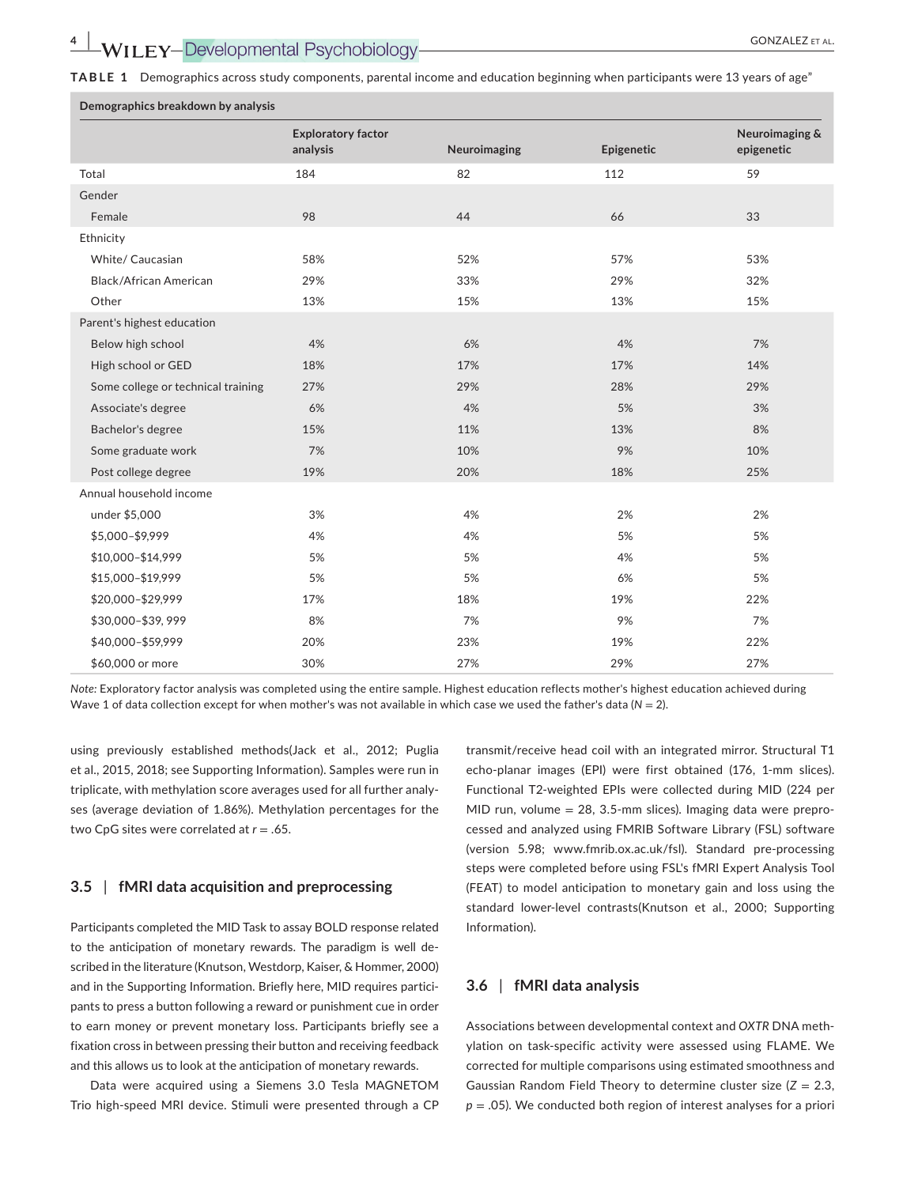**TABLE 1** Demographics across study components, parental income and education beginning when participants were 13 years of age"

| Demographics breakdown by analysis | | | | |
|---|---|---|---|---|
| | Exploratory factor analysis | Neuroimaging | Epigenetic | Neuroimaging & epigenetic |
| Total | 184 | 82 | 112 | 59 |
| Gender | | | | |
| Female | 98 | 44 | 66 | 33 |
| Ethnicity | | | | |
| White/ Caucasian | 58% | 52% | 57% | 53% |
| Black/African American | 29% | 33% | 29% | 32% |
| Other | 13% | 15% | 13% | 15% |
| Parent's highest education | | | | |
| Below high school | 4% | 6% | 4% | 7% |
| High school or GED | 18% | 17% | 17% | 14% |
| Some college or technical training | 27% | 29% | 28% | 29% |
| Associate's degree | 6% | 4% | 5% | 3% |
| Bachelor's degree | 15% | 11% | 13% | 8% |
| Some graduate work | 7% | 10% | 9% | 10% |
| Post college degree | 19% | 20% | 18% | 25% |
| Annual household income | | | | |
| under \$5,000 | 3% | 4% | 2% | 2% |
| \$5,000–\$9,999 | 4% | 4% | 5% | 5% |
| \$10,000–\$14,999 | 5% | 5% | 4% | 5% |
| \$15,000–\$19,999 | 5% | 5% | 6% | 5% |
| \$20,000–\$29,999 | 17% | 18% | 19% | 22% |
| \$30,000–\$39, 999 | 8% | 7% | 9% | 7% |
| \$40,000–\$59,999 | 20% | 23% | 19% | 22% |
| \$60,000 or more | 30% | 27% | 29% | 27% |

*Note:* Exploratory factor analysis was completed using the entire sample. Highest education reflects mother's highest education achieved during Wave 1 of data collection except for when mother's was not available in which case we used the father's data ($N = 2$).

using previously established methods(Jack et al., 2012; Puglia et al., 2015, 2018; see Supporting Information). Samples were run in triplicate, with methylation score averages used for all further analyses (average deviation of 1.86%). Methylation percentages for the two CpG sites were correlated at $r = .65$.

### 3.5 | fMRI data acquisition and preprocessing

Participants completed the MID Task to assay BOLD response related to the anticipation of monetary rewards. The paradigm is well described in the literature (Knutson, Westdorp, Kaiser, & Hommer, 2000) and in the Supporting Information. Briefly here, MID requires participants to press a button following a reward or punishment cue in order to earn money or prevent monetary loss. Participants briefly see a fixation cross in between pressing their button and receiving feedback and this allows us to look at the anticipation of monetary rewards.

Data were acquired using a Siemens 3.0 Tesla MAGNETOM Trio high-speed MRI device. Stimuli were presented through a CP transmit/receive head coil with an integrated mirror. Structural T1 echo-planar images (EPI) were first obtained (176, 1-mm slices). Functional T2-weighted EPIs were collected during MID (224 per MID run, volume = 28, 3.5-mm slices). Imaging data were preprocessed and analyzed using FMRIB Software Library (FSL) software (version 5.98; www.fmrib.ox.ac.uk/fsl). Standard pre-processing steps were completed before using FSL's fMRI Expert Analysis Tool (FEAT) to model anticipation to monetary gain and loss using the standard lower-level contrasts(Knutson et al., 2000; Supporting Information).

### 3.6 | fMRI data analysis

Associations between developmental context and *OXTR* DNA methylation on task-specific activity were assessed using FLAME. We corrected for multiple comparisons using estimated smoothness and Gaussian Random Field Theory to determine cluster size ($Z = 2.3$, $p = .05$). We conducted both region of interest analyses for a priori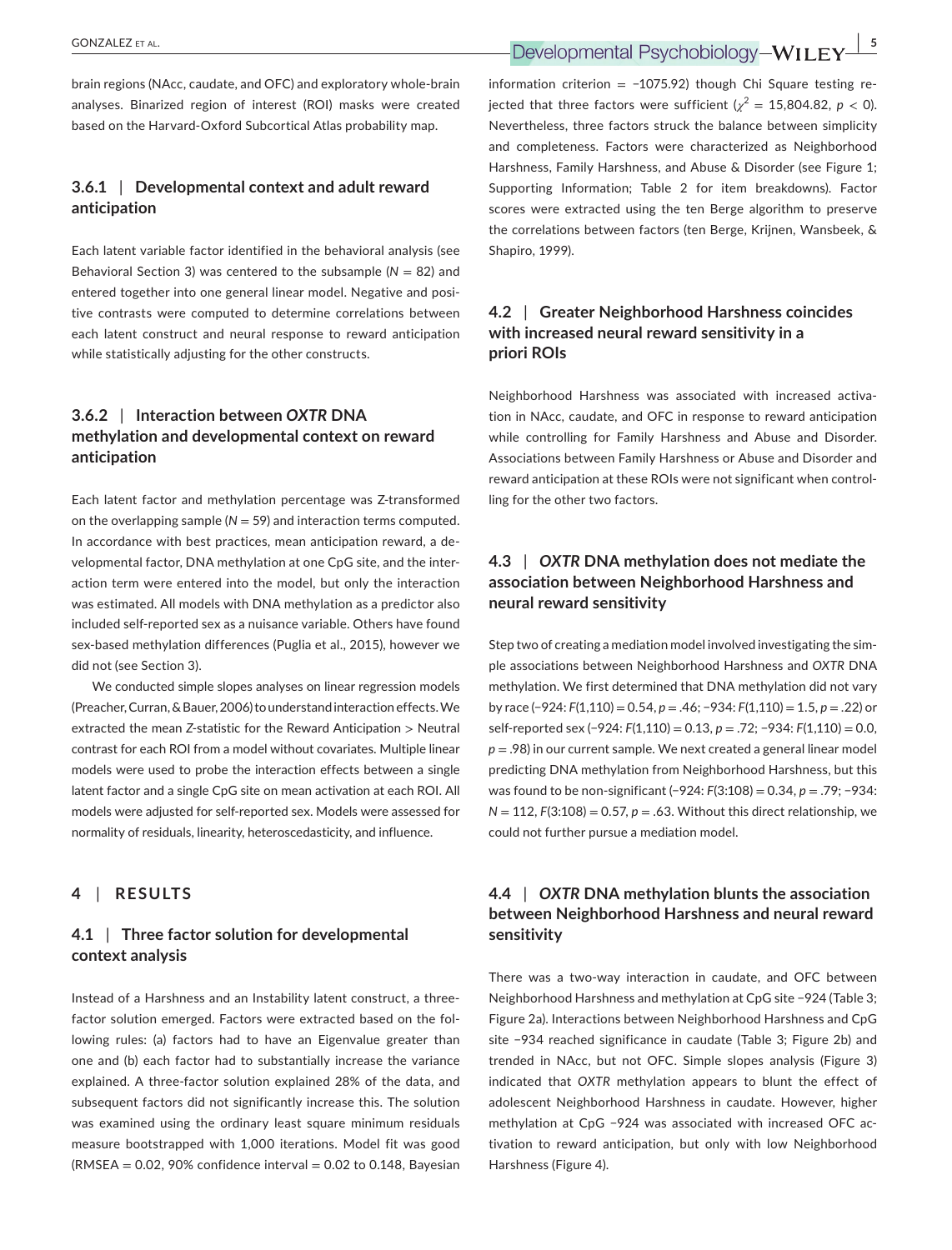brain regions (NAcc, caudate, and OFC) and exploratory whole-brain analyses. Binarized region of interest (ROI) masks were created based on the Harvard-Oxford Subcortical Atlas probability map.

### 3.6.1 | Developmental context and adult reward anticipation

Each latent variable factor identified in the behavioral analysis (see Behavioral Section 3) was centered to the subsample ($N = 82$) and entered together into one general linear model. Negative and positive contrasts were computed to determine correlations between each latent construct and neural response to reward anticipation while statistically adjusting for the other constructs.

### 3.6.2 | Interaction between *OXTR* DNA methylation and developmental context on reward anticipation

Each latent factor and methylation percentage was Z-transformed on the overlapping sample ($N = 59$) and interaction terms computed. In accordance with best practices, mean anticipation reward, a developmental factor, DNA methylation at one CpG site, and the interaction term were entered into the model, but only the interaction was estimated. All models with DNA methylation as a predictor also included self-reported sex as a nuisance variable. Others have found sex-based methylation differences (Puglia et al., 2015), however we did not (see Section 3).

We conducted simple slopes analyses on linear regression models (Preacher, Curran, & Bauer, 2006) to understand interaction effects. We extracted the mean *Z*-statistic for the Reward Anticipation > Neutral contrast for each ROI from a model without covariates. Multiple linear models were used to probe the interaction effects between a single latent factor and a single CpG site on mean activation at each ROI. All models were adjusted for self-reported sex. Models were assessed for normality of residuals, linearity, heteroscedasticity, and influence.

## 4 | RESULTS

### 4.1 | Three factor solution for developmental context analysis

Instead of a Harshness and an Instability latent construct, a three-factor solution emerged. Factors were extracted based on the following rules: (a) factors had to have an Eigenvalue greater than one and (b) each factor had to substantially increase the variance explained. A three-factor solution explained 28% of the data, and subsequent factors did not significantly increase this. The solution was examined using the ordinary least square minimum residuals measure bootstrapped with 1,000 iterations. Model fit was good (RMSEA = 0.02, 90% confidence interval = 0.02 to 0.148, Bayesian information criterion = −1075.92) though Chi Square testing rejected that three factors were sufficient ($\chi^2 = 15{,}804.82$, $p < 0$). Nevertheless, three factors struck the balance between simplicity and completeness. Factors were characterized as Neighborhood Harshness, Family Harshness, and Abuse & Disorder (see Figure 1; Supporting Information; Table 2 for item breakdowns). Factor scores were extracted using the ten Berge algorithm to preserve the correlations between factors (ten Berge, Krijnen, Wansbeek, & Shapiro, 1999).

### 4.2 | Greater Neighborhood Harshness coincides with increased neural reward sensitivity in a priori ROIs

Neighborhood Harshness was associated with increased activation in NAcc, caudate, and OFC in response to reward anticipation while controlling for Family Harshness and Abuse and Disorder. Associations between Family Harshness or Abuse and Disorder and reward anticipation at these ROIs were not significant when controlling for the other two factors.

### 4.3 | *OXTR* DNA methylation does not mediate the association between Neighborhood Harshness and neural reward sensitivity

Step two of creating a mediation model involved investigating the simple associations between Neighborhood Harshness and *OXTR* DNA methylation. We first determined that DNA methylation did not vary by race (−924: $F(1{,}110) = 0.54$, $p = .46$; −934: $F(1{,}110) = 1.5$, $p = .22$) or self-reported sex (−924: $F(1{,}110) = 0.13$, $p = .72$; −934: $F(1{,}110) = 0.0$, $p = .98$) in our current sample. We next created a general linear model predicting DNA methylation from Neighborhood Harshness, but this was found to be non-significant (−924: $F(3{:}108) = 0.34$, $p = .79$; −934: $N = 112$, $F(3{:}108) = 0.57$, $p = .63$. Without this direct relationship, we could not further pursue a mediation model.

### 4.4 | *OXTR* DNA methylation blunts the association between Neighborhood Harshness and neural reward sensitivity

There was a two-way interaction in caudate, and OFC between Neighborhood Harshness and methylation at CpG site −924 (Table 3; Figure 2a). Interactions between Neighborhood Harshness and CpG site −934 reached significance in caudate (Table 3; Figure 2b) and trended in NAcc, but not OFC. Simple slopes analysis (Figure 3) indicated that *OXTR* methylation appears to blunt the effect of adolescent Neighborhood Harshness in caudate. However, higher methylation at CpG −924 was associated with increased OFC activation to reward anticipation, but only with low Neighborhood Harshness (Figure 4).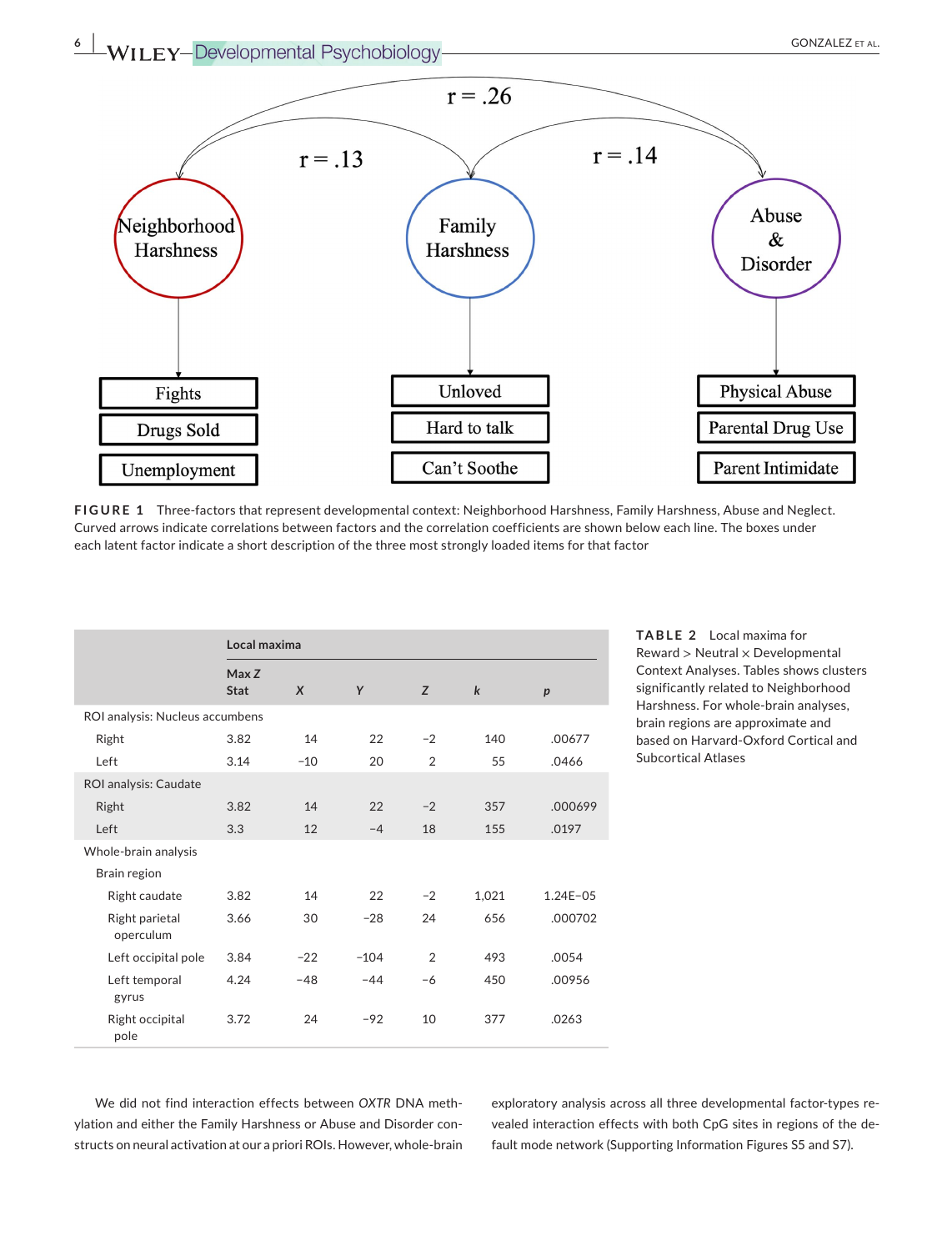**FIGURE 1** Three-factors that represent developmental context: Neighborhood Harshness, Family Harshness, Abuse and Neglect. Curved arrows indicate correlations between factors and the correlation coefficients are shown below each line. The boxes under each latent factor indicate a short description of the three most strongly loaded items for that factor

**TABLE 2** Local maxima for Reward > Neutral × Developmental Context Analyses. Tables shows clusters significantly related to Neighborhood Harshness. For whole-brain analyses, brain regions are approximate and based on Harvard-Oxford Cortical and Subcortical Atlases

| | Local maxima | | | | | |
|---|---|---|---|---|---|---|
| | Max *Z* Stat | *X* | *Y* | *Z* | *k* | *p* |
| ROI analysis: Nucleus accumbens | | | | | | |
| Right | 3.82 | 14 | 22 | −2 | 140 | .00677 |
| Left | 3.14 | −10 | 20 | 2 | 55 | .0466 |
| ROI analysis: Caudate | | | | | | |
| Right | 3.82 | 14 | 22 | −2 | 357 | .000699 |
| Left | 3.3 | 12 | −4 | 18 | 155 | .0197 |
| Whole-brain analysis | | | | | | |
| Brain region | | | | | | |
| Right caudate | 3.82 | 14 | 22 | −2 | 1,021 | 1.24E−05 |
| Right parietal operculum | 3.66 | 30 | −28 | 24 | 656 | .000702 |
| Left occipital pole | 3.84 | −22 | −104 | 2 | 493 | .0054 |
| Left temporal gyrus | 4.24 | −48 | −44 | −6 | 450 | .00956 |
| Right occipital pole | 3.72 | 24 | −92 | 10 | 377 | .0263 |

We did not find interaction effects between *OXTR* DNA methylation and either the Family Harshness or Abuse and Disorder constructs on neural activation at our a priori ROIs. However, whole-brain exploratory analysis across all three developmental factor-types revealed interaction effects with both CpG sites in regions of the default mode network (Supporting Information Figures S5 and S7).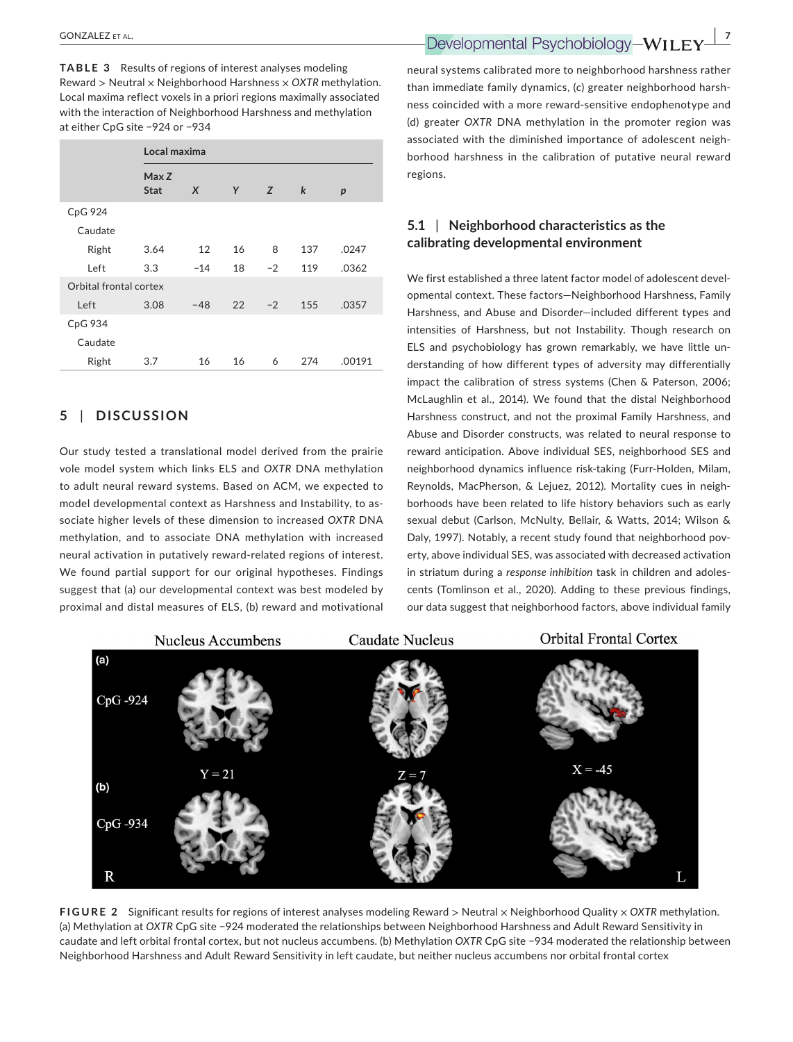**TABLE 3** Results of regions of interest analyses modeling Reward > Neutral × Neighborhood Harshness × *OXTR* methylation. Local maxima reflect voxels in a priori regions maximally associated with the interaction of Neighborhood Harshness and methylation at either CpG site −924 or −934

| | Local maxima | | | | | |
|---|---|---|---|---|---|---|
| | Max *Z* Stat | *X* | *Y* | *Z* | *k* | *p* |
| CpG 924 | | | | | | |
| Caudate | | | | | | |
| Right | 3.64 | 12 | 16 | 8 | 137 | .0247 |
| Left | 3.3 | −14 | 18 | −2 | 119 | .0362 |
| Orbital frontal cortex | | | | | | |
| Left | 3.08 | −48 | 22 | −2 | 155 | .0357 |
| CpG 934 | | | | | | |
| Caudate | | | | | | |
| Right | 3.7 | 16 | 16 | 6 | 274 | .00191 |

## 5 | DISCUSSION

Our study tested a translational model derived from the prairie vole model system which links ELS and *OXTR* DNA methylation to adult neural reward systems. Based on ACM, we expected to model developmental context as Harshness and Instability, to associate higher levels of these dimension to increased *OXTR* DNA methylation, and to associate DNA methylation with increased neural activation in putatively reward-related regions of interest. We found partial support for our original hypotheses. Findings suggest that (a) our developmental context was best modeled by proximal and distal measures of ELS, (b) reward and motivational neural systems calibrated more to neighborhood harshness rather than immediate family dynamics, (c) greater neighborhood harshness coincided with a more reward-sensitive endophenotype and (d) greater *OXTR* DNA methylation in the promoter region was associated with the diminished importance of adolescent neighborhood harshness in the calibration of putative neural reward regions.

### 5.1 | Neighborhood characteristics as the calibrating developmental environment

We first established a three latent factor model of adolescent developmental context. These factors—Neighborhood Harshness, Family Harshness, and Abuse and Disorder—included different types and intensities of Harshness, but not Instability. Though research on ELS and psychobiology has grown remarkably, we have little understanding of how different types of adversity may differentially impact the calibration of stress systems (Chen & Paterson, 2006; McLaughlin et al., 2014). We found that the distal Neighborhood Harshness construct, and not the proximal Family Harshness, and Abuse and Disorder constructs, was related to neural response to reward anticipation. Above individual SES, neighborhood SES and neighborhood dynamics influence risk-taking (Furr-Holden, Milam, Reynolds, MacPherson, & Lejuez, 2012). Mortality cues in neighborhoods have been related to life history behaviors such as early sexual debut (Carlson, McNulty, Bellair, & Watts, 2014; Wilson & Daly, 1997). Notably, a recent study found that neighborhood poverty, above individual SES, was associated with decreased activation in striatum during a *response inhibition* task in children and adolescents (Tomlinson et al., 2020). Adding to these previous findings, our data suggest that neighborhood factors, above individual family

**FIGURE 2** Significant results for regions of interest analyses modeling Reward > Neutral × Neighborhood Quality × *OXTR* methylation. (a) Methylation at *OXTR* CpG site −924 moderated the relationships between Neighborhood Harshness and Adult Reward Sensitivity in caudate and left orbital frontal cortex, but not nucleus accumbens. (b) Methylation *OXTR* CpG site −934 moderated the relationship between Neighborhood Harshness and Adult Reward Sensitivity in left caudate, but neither nucleus accumbens nor orbital frontal cortex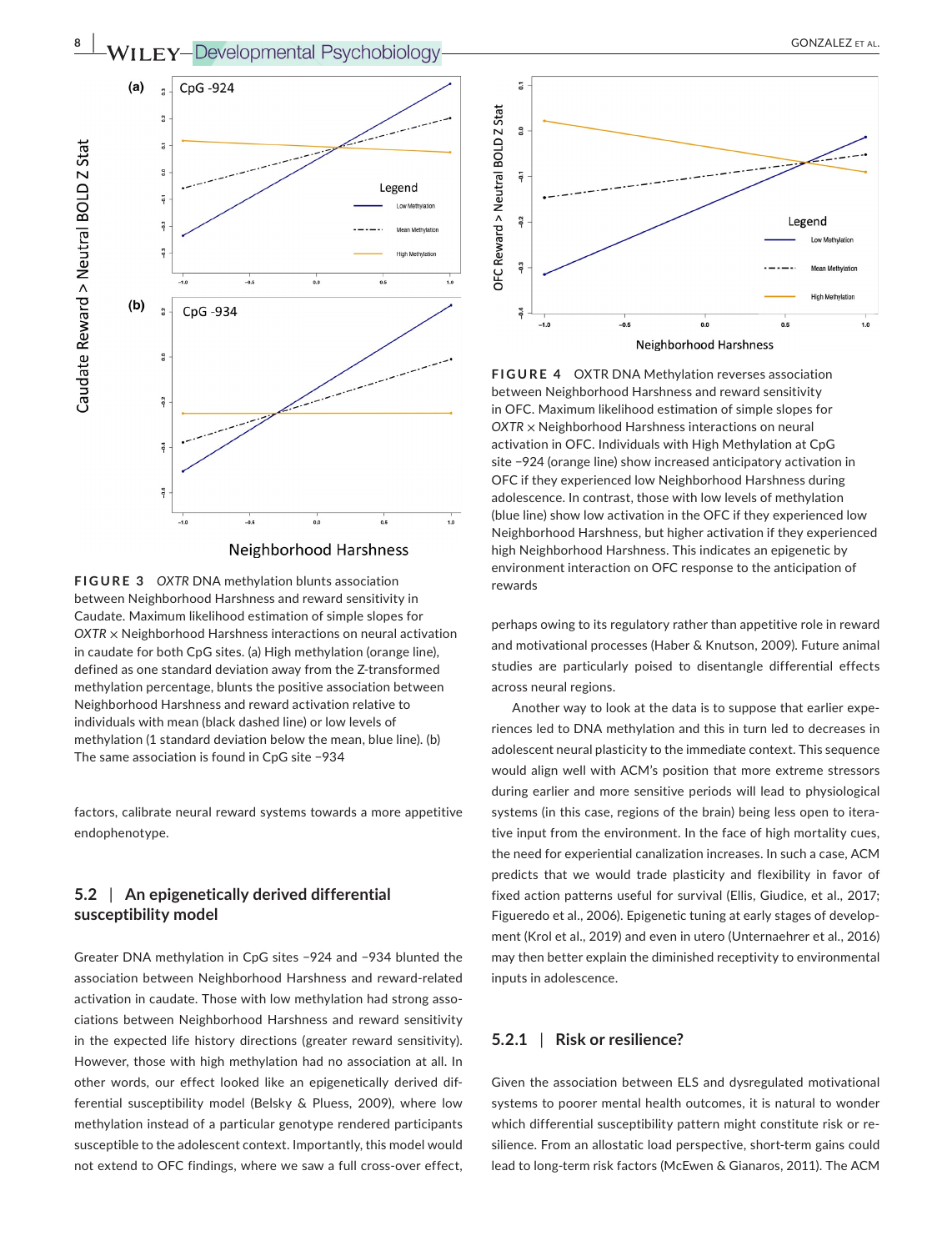**FIGURE 3** *OXTR* DNA methylation blunts association between Neighborhood Harshness and reward sensitivity in Caudate. Maximum likelihood estimation of simple slopes for *OXTR* × Neighborhood Harshness interactions on neural activation in caudate for both CpG sites. (a) High methylation (orange line), defined as one standard deviation away from the Z-transformed methylation percentage, blunts the positive association between Neighborhood Harshness and reward activation relative to individuals with mean (black dashed line) or low levels of methylation (1 standard deviation below the mean, blue line). (b) The same association is found in CpG site −934

**FIGURE 4** OXTR DNA Methylation reverses association between Neighborhood Harshness and reward sensitivity in OFC. Maximum likelihood estimation of simple slopes for *OXTR* × Neighborhood Harshness interactions on neural activation in OFC. Individuals with High Methylation at CpG site −924 (orange line) show increased anticipatory activation in OFC if they experienced low Neighborhood Harshness during adolescence. In contrast, those with low levels of methylation (blue line) show low activation in the OFC if they experienced low Neighborhood Harshness, but higher activation if they experienced high Neighborhood Harshness. This indicates an epigenetic by environment interaction on OFC response to the anticipation of rewards

factors, calibrate neural reward systems towards a more appetitive endophenotype.

### 5.2 | An epigenetically derived differential susceptibility model

Greater DNA methylation in CpG sites −924 and −934 blunted the association between Neighborhood Harshness and reward-related activation in caudate. Those with low methylation had strong associations between Neighborhood Harshness and reward sensitivity in the expected life history directions (greater reward sensitivity). However, those with high methylation had no association at all. In other words, our effect looked like an epigenetically derived differential susceptibility model (Belsky & Pluess, 2009), where low methylation instead of a particular genotype rendered participants susceptible to the adolescent context. Importantly, this model would not extend to OFC findings, where we saw a full cross-over effect, perhaps owing to its regulatory rather than appetitive role in reward and motivational processes (Haber & Knutson, 2009). Future animal studies are particularly poised to disentangle differential effects across neural regions.

Another way to look at the data is to suppose that earlier experiences led to DNA methylation and this in turn led to decreases in adolescent neural plasticity to the immediate context. This sequence would align well with ACM's position that more extreme stressors during earlier and more sensitive periods will lead to physiological systems (in this case, regions of the brain) being less open to iterative input from the environment. In the face of high mortality cues, the need for experiential canalization increases. In such a case, ACM predicts that we would trade plasticity and flexibility in favor of fixed action patterns useful for survival (Ellis, Giudice, et al., 2017; Figueredo et al., 2006). Epigenetic tuning at early stages of development (Krol et al., 2019) and even in utero (Unternaehrer et al., 2016) may then better explain the diminished receptivity to environmental inputs in adolescence.

#### 5.2.1 | Risk or resilience?

Given the association between ELS and dysregulated motivational systems to poorer mental health outcomes, it is natural to wonder which differential susceptibility pattern might constitute risk or resilience. From an allostatic load perspective, short-term gains could lead to long-term risk factors (McEwen & Gianaros, 2011). The ACM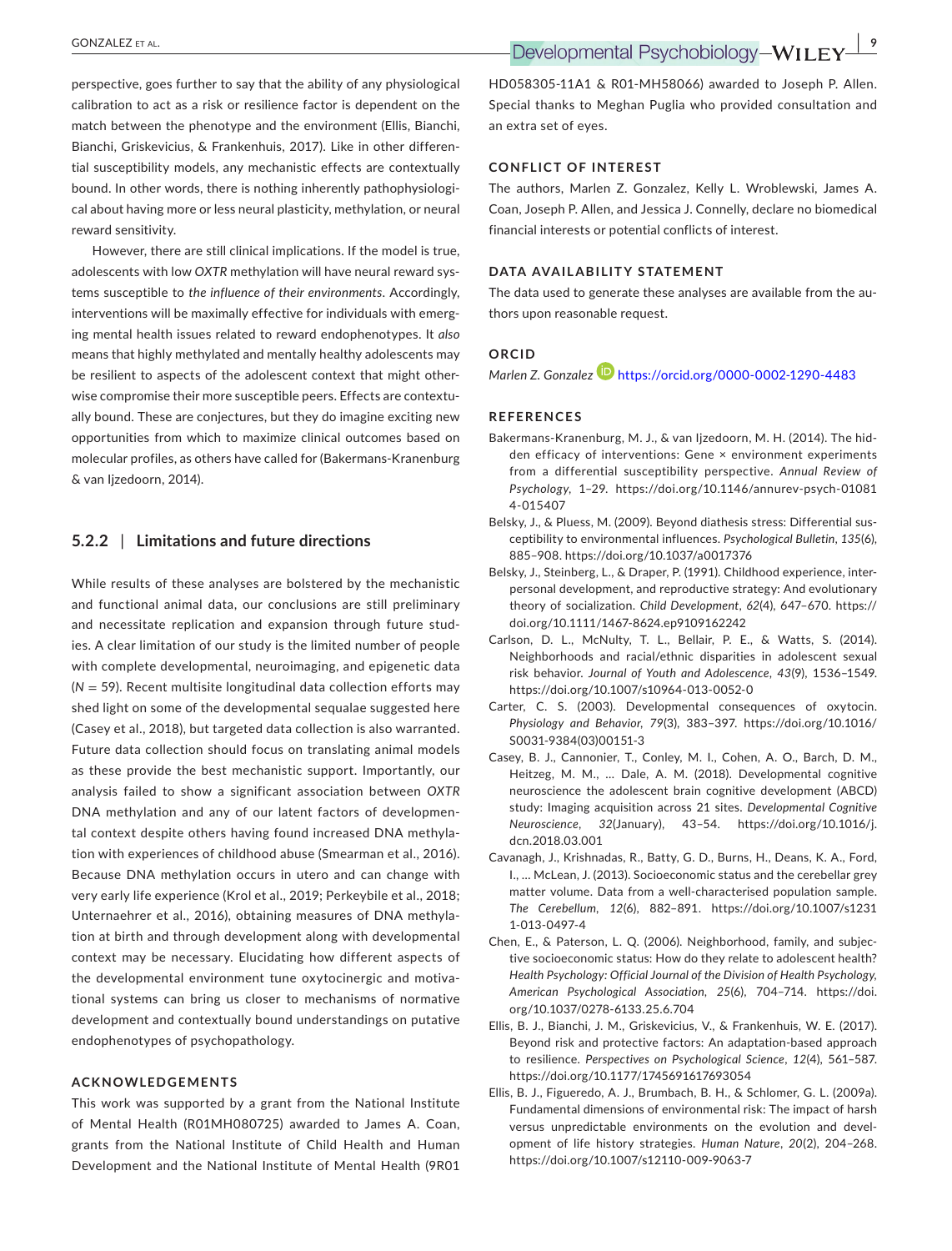perspective, goes further to say that the ability of any physiological calibration to act as a risk or resilience factor is dependent on the match between the phenotype and the environment (Ellis, Bianchi, Bianchi, Griskevicius, & Frankenhuis, 2017). Like in other differential susceptibility models, any mechanistic effects are contextually bound. In other words, there is nothing inherently pathophysiological about having more or less neural plasticity, methylation, or neural reward sensitivity.

However, there are still clinical implications. If the model is true, adolescents with low *OXTR* methylation will have neural reward systems susceptible to *the influence of their environments*. Accordingly, interventions will be maximally effective for individuals with emerging mental health issues related to reward endophenotypes. It *also* means that highly methylated and mentally healthy adolescents may be resilient to aspects of the adolescent context that might otherwise compromise their more susceptible peers. Effects are contextually bound. These are conjectures, but they do imagine exciting new opportunities from which to maximize clinical outcomes based on molecular profiles, as others have called for (Bakermans-Kranenburg & van Ijzedoorn, 2014).

### 5.2.2 | Limitations and future directions

While results of these analyses are bolstered by the mechanistic and functional animal data, our conclusions are still preliminary and necessitate replication and expansion through future studies. A clear limitation of our study is the limited number of people with complete developmental, neuroimaging, and epigenetic data ($N = 59$). Recent multisite longitudinal data collection efforts may shed light on some of the developmental sequalae suggested here (Casey et al., 2018), but targeted data collection is also warranted. Future data collection should focus on translating animal models as these provide the best mechanistic support. Importantly, our analysis failed to show a significant association between *OXTR* DNA methylation and any of our latent factors of developmental context despite others having found increased DNA methylation with experiences of childhood abuse (Smearman et al., 2016). Because DNA methylation occurs in utero and can change with very early life experience (Krol et al., 2019; Perkeybile et al., 2018; Unternaehrer et al., 2016), obtaining measures of DNA methylation at birth and through development along with developmental context may be necessary. Elucidating how different aspects of the developmental environment tune oxytocinergic and motivational systems can bring us closer to mechanisms of normative development and contextually bound understandings on putative endophenotypes of psychopathology.

## ACKNOWLEDGEMENTS

This work was supported by a grant from the National Institute of Mental Health (R01MH080725) awarded to James A. Coan, grants from the National Institute of Child Health and Human Development and the National Institute of Mental Health (9R01 HD058305-11A1 & R01-MH58066) awarded to Joseph P. Allen. Special thanks to Meghan Puglia who provided consultation and an extra set of eyes.

## CONFLICT OF INTEREST

The authors, Marlen Z. Gonzalez, Kelly L. Wroblewski, James A. Coan, Joseph P. Allen, and Jessica J. Connelly, declare no biomedical financial interests or potential conflicts of interest.

## DATA AVAILABILITY STATEMENT

The data used to generate these analyses are available from the authors upon reasonable request.

## ORCID

*Marlen Z. Gonzalez* https://orcid.org/0000-0002-1290-4483

## REFERENCES

Bakermans-Kranenburg, M. J., & van Ijzedoorn, M. H. (2014). The hidden efficacy of interventions: Gene × environment experiments from a differential susceptibility perspective. *Annual Review of Psychology*, 1–29. https://doi.org/10.1146/annurev-psych-010814-015407

Belsky, J., & Pluess, M. (2009). Beyond diathesis stress: Differential susceptibility to environmental influences. *Psychological Bulletin*, *135*(6), 885–908. https://doi.org/10.1037/a0017376

Belsky, J., Steinberg, L., & Draper, P. (1991). Childhood experience, interpersonal development, and reproductive strategy: And evolutionary theory of socialization. *Child Development*, *62*(4), 647–670. https://doi.org/10.1111/1467-8624.ep9109162242

Carlson, D. L., McNulty, T. L., Bellair, P. E., & Watts, S. (2014). Neighborhoods and racial/ethnic disparities in adolescent sexual risk behavior. *Journal of Youth and Adolescence*, *43*(9), 1536–1549. https://doi.org/10.1007/s10964-013-0052-0

Carter, C. S. (2003). Developmental consequences of oxytocin. *Physiology and Behavior*, *79*(3), 383–397. https://doi.org/10.1016/S0031-9384(03)00151-3

Casey, B. J., Cannonier, T., Conley, M. I., Cohen, A. O., Barch, D. M., Heitzeg, M. M., … Dale, A. M. (2018). Developmental cognitive neuroscience the adolescent brain cognitive development (ABCD) study: Imaging acquisition across 21 sites. *Developmental Cognitive Neuroscience*, *32*(January), 43–54. https://doi.org/10.1016/j.dcn.2018.03.001

Cavanagh, J., Krishnadas, R., Batty, G. D., Burns, H., Deans, K. A., Ford, I., … McLean, J. (2013). Socioeconomic status and the cerebellar grey matter volume. Data from a well-characterised population sample. *The Cerebellum*, *12*(6), 882–891. https://doi.org/10.1007/s12311-013-0497-4

Chen, E., & Paterson, L. Q. (2006). Neighborhood, family, and subjective socioeconomic status: How do they relate to adolescent health? *Health Psychology: Official Journal of the Division of Health Psychology, American Psychological Association*, *25*(6), 704–714. https://doi.org/10.1037/0278-6133.25.6.704

Ellis, B. J., Bianchi, J. M., Griskevicius, V., & Frankenhuis, W. E. (2017). Beyond risk and protective factors: An adaptation-based approach to resilience. *Perspectives on Psychological Science*, *12*(4), 561–587. https://doi.org/10.1177/1745691617693054

Ellis, B. J., Figueredo, A. J., Brumbach, B. H., & Schlomer, G. L. (2009a). Fundamental dimensions of environmental risk: The impact of harsh versus unpredictable environments on the evolution and development of life history strategies. *Human Nature*, *20*(2), 204–268. https://doi.org/10.1007/s12110-009-9063-7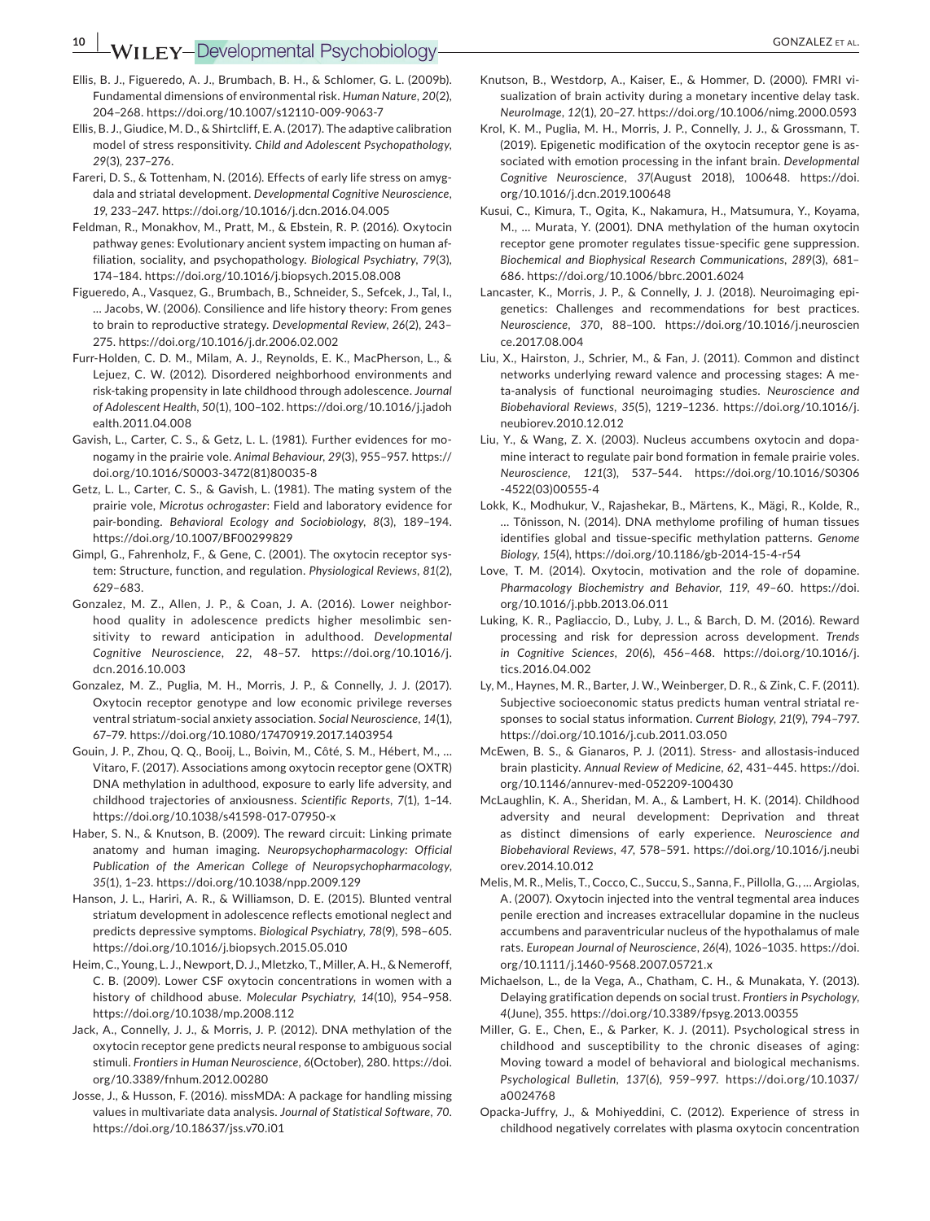Ellis, B. J., Figueredo, A. J., Brumbach, B. H., & Schlomer, G. L. (2009b). Fundamental dimensions of environmental risk. *Human Nature*, *20*(2), 204–268. https://doi.org/10.1007/s12110-009-9063-7

Ellis, B. J., Giudice, M. D., & Shirtcliff, E. A. (2017). The adaptive calibration model of stress responsitivity. *Child and Adolescent Psychopathology*, *29*(3), 237–276.

Fareri, D. S., & Tottenham, N. (2016). Effects of early life stress on amygdala and striatal development. *Developmental Cognitive Neuroscience*, *19*, 233–247. https://doi.org/10.1016/j.dcn.2016.04.005

Feldman, R., Monakhov, M., Pratt, M., & Ebstein, R. P. (2016). Oxytocin pathway genes: Evolutionary ancient system impacting on human affiliation, sociality, and psychopathology. *Biological Psychiatry*, *79*(3), 174–184. https://doi.org/10.1016/j.biopsych.2015.08.008

Figueredo, A., Vasquez, G., Brumbach, B., Schneider, S., Sefcek, J., Tal, I., … Jacobs, W. (2006). Consilience and life history theory: From genes to brain to reproductive strategy. *Developmental Review*, *26*(2), 243–275. https://doi.org/10.1016/j.dr.2006.02.002

Furr-Holden, C. D. M., Milam, A. J., Reynolds, E. K., MacPherson, L., & Lejuez, C. W. (2012). Disordered neighborhood environments and risk-taking propensity in late childhood through adolescence. *Journal of Adolescent Health*, *50*(1), 100–102. https://doi.org/10.1016/j.jadohealth.2011.04.008

Gavish, L., Carter, C. S., & Getz, L. L. (1981). Further evidences for monogamy in the prairie vole. *Animal Behaviour*, *29*(3), 955–957. https://doi.org/10.1016/S0003-3472(81)80035-8

Getz, L. L., Carter, C. S., & Gavish, L. (1981). The mating system of the prairie vole, *Microtus ochrogaster*: Field and laboratory evidence for pair-bonding. *Behavioral Ecology and Sociobiology*, *8*(3), 189–194. https://doi.org/10.1007/BF00299829

Gimpl, G., Fahrenholz, F., & Gene, C. (2001). The oxytocin receptor system: Structure, function, and regulation. *Physiological Reviews*, *81*(2), 629–683.

Gonzalez, M. Z., Allen, J. P., & Coan, J. A. (2016). Lower neighborhood quality in adolescence predicts higher mesolimbic sensitivity to reward anticipation in adulthood. *Developmental Cognitive Neuroscience*, *22*, 48–57. https://doi.org/10.1016/j.dcn.2016.10.003

Gonzalez, M. Z., Puglia, M. H., Morris, J. P., & Connelly, J. J. (2017). Oxytocin receptor genotype and low economic privilege reverses ventral striatum-social anxiety association. *Social Neuroscience*, *14*(1), 67–79. https://doi.org/10.1080/17470919.2017.1403954

Gouin, J. P., Zhou, Q. Q., Booij, L., Boivin, M., Côté, S. M., Hébert, M., … Vitaro, F. (2017). Associations among oxytocin receptor gene (OXTR) DNA methylation in adulthood, exposure to early life adversity, and childhood trajectories of anxiousness. *Scientific Reports*, *7*(1), 1–14. https://doi.org/10.1038/s41598-017-07950-x

Haber, S. N., & Knutson, B. (2009). The reward circuit: Linking primate anatomy and human imaging. *Neuropsychopharmacology: Official Publication of the American College of Neuropsychopharmacology*, *35*(1), 1–23. https://doi.org/10.1038/npp.2009.129

Hanson, J. L., Hariri, A. R., & Williamson, D. E. (2015). Blunted ventral striatum development in adolescence reflects emotional neglect and predicts depressive symptoms. *Biological Psychiatry*, *78*(9), 598–605. https://doi.org/10.1016/j.biopsych.2015.05.010

Heim, C., Young, L. J., Newport, D. J., Mletzko, T., Miller, A. H., & Nemeroff, C. B. (2009). Lower CSF oxytocin concentrations in women with a history of childhood abuse. *Molecular Psychiatry*, *14*(10), 954–958. https://doi.org/10.1038/mp.2008.112

Jack, A., Connelly, J. J., & Morris, J. P. (2012). DNA methylation of the oxytocin receptor gene predicts neural response to ambiguous social stimuli. *Frontiers in Human Neuroscience*, *6*(October), 280. https://doi.org/10.3389/fnhum.2012.00280

Josse, J., & Husson, F. (2016). missMDA: A package for handling missing values in multivariate data analysis. *Journal of Statistical Software*, *70*. https://doi.org/10.18637/jss.v70.i01

Knutson, B., Westdorp, A., Kaiser, E., & Hommer, D. (2000). FMRI visualization of brain activity during a monetary incentive delay task. *NeuroImage*, *12*(1), 20–27. https://doi.org/10.1006/nimg.2000.0593

Krol, K. M., Puglia, M. H., Morris, J. P., Connelly, J. J., & Grossmann, T. (2019). Epigenetic modification of the oxytocin receptor gene is associated with emotion processing in the infant brain. *Developmental Cognitive Neuroscience*, *37*(August 2018), 100648. https://doi.org/10.1016/j.dcn.2019.100648

Kusui, C., Kimura, T., Ogita, K., Nakamura, H., Matsumura, Y., Koyama, M., … Murata, Y. (2001). DNA methylation of the human oxytocin receptor gene promoter regulates tissue-specific gene suppression. *Biochemical and Biophysical Research Communications*, *289*(3), 681–686. https://doi.org/10.1006/bbrc.2001.6024

Lancaster, K., Morris, J. P., & Connelly, J. J. (2018). Neuroimaging epigenetics: Challenges and recommendations for best practices. *Neuroscience*, *370*, 88–100. https://doi.org/10.1016/j.neuroscience.2017.08.004

Liu, X., Hairston, J., Schrier, M., & Fan, J. (2011). Common and distinct networks underlying reward valence and processing stages: A meta-analysis of functional neuroimaging studies. *Neuroscience and Biobehavioral Reviews*, *35*(5), 1219–1236. https://doi.org/10.1016/j.neubiorev.2010.12.012

Liu, Y., & Wang, Z. X. (2003). Nucleus accumbens oxytocin and dopamine interact to regulate pair bond formation in female prairie voles. *Neuroscience*, *121*(3), 537–544. https://doi.org/10.1016/S0306-4522(03)00555-4

Lokk, K., Modhukur, V., Rajashekar, B., Märtens, K., Mägi, R., Kolde, R., … Tõnisson, N. (2014). DNA methylome profiling of human tissues identifies global and tissue-specific methylation patterns. *Genome Biology*, *15*(4), https://doi.org/10.1186/gb-2014-15-4-r54

Love, T. M. (2014). Oxytocin, motivation and the role of dopamine. *Pharmacology Biochemistry and Behavior*, *119*, 49–60. https://doi.org/10.1016/j.pbb.2013.06.011

Luking, K. R., Pagliaccio, D., Luby, J. L., & Barch, D. M. (2016). Reward processing and risk for depression across development. *Trends in Cognitive Sciences*, *20*(6), 456–468. https://doi.org/10.1016/j.tics.2016.04.002

Ly, M., Haynes, M. R., Barter, J. W., Weinberger, D. R., & Zink, C. F. (2011). Subjective socioeconomic status predicts human ventral striatal responses to social status information. *Current Biology*, *21*(9), 794–797. https://doi.org/10.1016/j.cub.2011.03.050

McEwen, B. S., & Gianaros, P. J. (2011). Stress- and allostasis-induced brain plasticity. *Annual Review of Medicine*, *62*, 431–445. https://doi.org/10.1146/annurev-med-052209-100430

McLaughlin, K. A., Sheridan, M. A., & Lambert, H. K. (2014). Childhood adversity and neural development: Deprivation and threat as distinct dimensions of early experience. *Neuroscience and Biobehavioral Reviews*, *47*, 578–591. https://doi.org/10.1016/j.neubiorev.2014.10.012

Melis, M. R., Melis, T., Cocco, C., Succu, S., Sanna, F., Pillolla, G., … Argiolas, A. (2007). Oxytocin injected into the ventral tegmental area induces penile erection and increases extracellular dopamine in the nucleus accumbens and paraventricular nucleus of the hypothalamus of male rats. *European Journal of Neuroscience*, *26*(4), 1026–1035. https://doi.org/10.1111/j.1460-9568.2007.05721.x

Michaelson, L., de la Vega, A., Chatham, C. H., & Munakata, Y. (2013). Delaying gratification depends on social trust. *Frontiers in Psychology*, *4*(June), 355. https://doi.org/10.3389/fpsyg.2013.00355

Miller, G. E., Chen, E., & Parker, K. J. (2011). Psychological stress in childhood and susceptibility to the chronic diseases of aging: Moving toward a model of behavioral and biological mechanisms. *Psychological Bulletin*, *137*(6), 959–997. https://doi.org/10.1037/a0024768

Opacka-Juffry, J., & Mohiyeddini, C. (2012). Experience of stress in childhood negatively correlates with plasma oxytocin concentration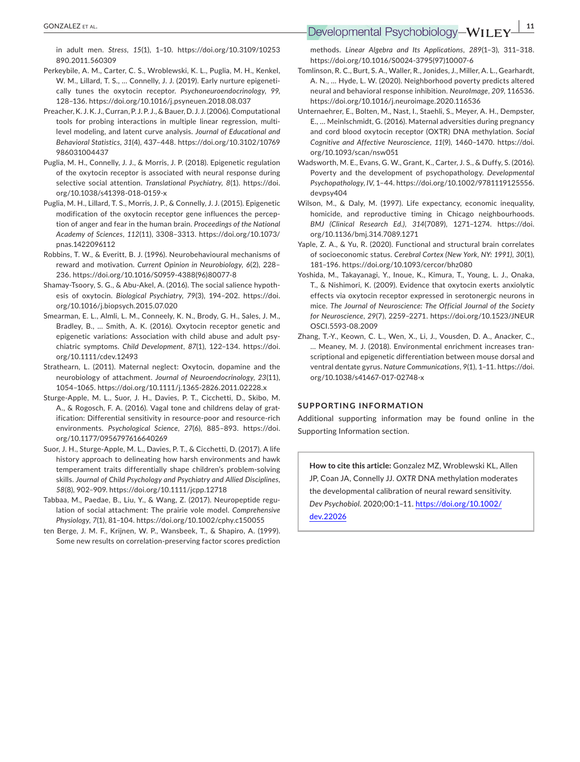in adult men. *Stress*, *15*(1), 1–10. https://doi.org/10.3109/10253890.2011.560309

Perkeybile, A. M., Carter, C. S., Wroblewski, K. L., Puglia, M. H., Kenkel, W. M., Lillard, T. S., … Connelly, J. J. (2019). Early nurture epigenetically tunes the oxytocin receptor. *Psychoneuroendocrinology*, *99*, 128–136. https://doi.org/10.1016/j.psyneuen.2018.08.037

Preacher, K. J. K. J., Curran, P. J. P. J., & Bauer, D. J. J. (2006). Computational tools for probing interactions in multiple linear regression, multilevel modeling, and latent curve analysis. *Journal of Educational and Behavioral Statistics*, *31*(4), 437–448. https://doi.org/10.3102/10769986031004437

Puglia, M. H., Connelly, J. J., & Morris, J. P. (2018). Epigenetic regulation of the oxytocin receptor is associated with neural response during selective social attention. *Translational Psychiatry*, *8*(1). https://doi.org/10.1038/s41398-018-0159-x

Puglia, M. H., Lillard, T. S., Morris, J. P., & Connelly, J. J. (2015). Epigenetic modification of the oxytocin receptor gene influences the perception of anger and fear in the human brain. *Proceedings of the National Academy of Sciences*, *112*(11), 3308–3313. https://doi.org/10.1073/pnas.1422096112

Robbins, T. W., & Everitt, B. J. (1996). Neurobehavioural mechanisms of reward and motivation. *Current Opinion in Neurobiology*, *6*(2), 228–236. https://doi.org/10.1016/S0959-4388(96)80077-8

Shamay-Tsoory, S. G., & Abu-Akel, A. (2016). The social salience hypothesis of oxytocin. *Biological Psychiatry*, *79*(3), 194–202. https://doi.org/10.1016/j.biopsych.2015.07.020

Smearman, E. L., Almli, L. M., Conneely, K. N., Brody, G. H., Sales, J. M., Bradley, B., … Smith, A. K. (2016). Oxytocin receptor genetic and epigenetic variations: Association with child abuse and adult psychiatric symptoms. *Child Development*, *87*(1), 122–134. https://doi.org/10.1111/cdev.12493

Strathearn, L. (2011). Maternal neglect: Oxytocin, dopamine and the neurobiology of attachment. *Journal of Neuroendocrinology*, *23*(11), 1054–1065. https://doi.org/10.1111/j.1365-2826.2011.02228.x

Sturge-Apple, M. L., Suor, J. H., Davies, P. T., Cicchetti, D., Skibo, M. A., & Rogosch, F. A. (2016). Vagal tone and childrens delay of gratification: Differential sensitivity in resource-poor and resource-rich environments. *Psychological Science*, *27*(6), 885–893. https://doi.org/10.1177/0956797616640269

Suor, J. H., Sturge-Apple, M. L., Davies, P. T., & Cicchetti, D. (2017). A life history approach to delineating how harsh environments and hawk temperament traits differentially shape children's problem-solving skills. *Journal of Child Psychology and Psychiatry and Allied Disciplines*, *58*(8), 902–909. https://doi.org/10.1111/jcpp.12718

Tabbaa, M., Paedae, B., Liu, Y., & Wang, Z. (2017). Neuropeptide regulation of social attachment: The prairie vole model. *Comprehensive Physiology*, *7*(1), 81–104. https://doi.org/10.1002/cphy.c150055

ten Berge, J. M. F., Krijnen, W. P., Wansbeek, T., & Shapiro, A. (1999). Some new results on correlation-preserving factor scores prediction methods. *Linear Algebra and Its Applications*, *289*(1–3), 311–318. https://doi.org/10.1016/S0024-3795(97)10007-6

Tomlinson, R. C., Burt, S. A., Waller, R., Jonides, J., Miller, A. L., Gearhardt, A. N., … Hyde, L. W. (2020). Neighborhood poverty predicts altered neural and behavioral response inhibition. *NeuroImage*, *209*, 116536. https://doi.org/10.1016/j.neuroimage.2020.116536

Unternaehrer, E., Bolten, M., Nast, I., Staehli, S., Meyer, A. H., Dempster, E., … Meinlschmidt, G. (2016). Maternal adversities during pregnancy and cord blood oxytocin receptor (OXTR) DNA methylation. *Social Cognitive and Affective Neuroscience*, *11*(9), 1460–1470. https://doi.org/10.1093/scan/nsw051

Wadsworth, M. E., Evans, G. W., Grant, K., Carter, J. S., & Duffy, S. (2016). Poverty and the development of psychopathology. *Developmental Psychopathology*, *IV*, 1–44. https://doi.org/10.1002/9781119125556.devpsy404

Wilson, M., & Daly, M. (1997). Life expectancy, economic inequality, homicide, and reproductive timing in Chicago neighbourhoods. *BMJ (Clinical Research Ed.)*, *314*(7089), 1271–1274. https://doi.org/10.1136/bmj.314.7089.1271

Yaple, Z. A., & Yu, R. (2020). Functional and structural brain correlates of socioeconomic status. *Cerebral Cortex (New York, NY: 1991)*, *30*(1), 181–196. https://doi.org/10.1093/cercor/bhz080

Yoshida, M., Takayanagi, Y., Inoue, K., Kimura, T., Young, L. J., Onaka, T., & Nishimori, K. (2009). Evidence that oxytocin exerts anxiolytic effects via oxytocin receptor expressed in serotonergic neurons in mice. *The Journal of Neuroscience: The Official Journal of the Society for Neuroscience*, *29*(7), 2259–2271. https://doi.org/10.1523/JNEUROSCI.5593-08.2009

Zhang, T.-Y., Keown, C. L., Wen, X., Li, J., Vousden, D. A., Anacker, C., … Meaney, M. J. (2018). Environmental enrichment increases transcriptional and epigenetic differentiation between mouse dorsal and ventral dentate gyrus. *Nature Communications*, *9*(1), 1–11. https://doi.org/10.1038/s41467-017-02748-x

## SUPPORTING INFORMATION

Additional supporting information may be found online in the Supporting Information section.

**How to cite this article:** Gonzalez MZ, Wroblewski KL, Allen JP, Coan JA, Connelly JJ. *OXTR* DNA methylation moderates the developmental calibration of neural reward sensitivity. *Dev Psychobiol*. 2020;00:1–11. https://doi.org/10.1002/dev.22026